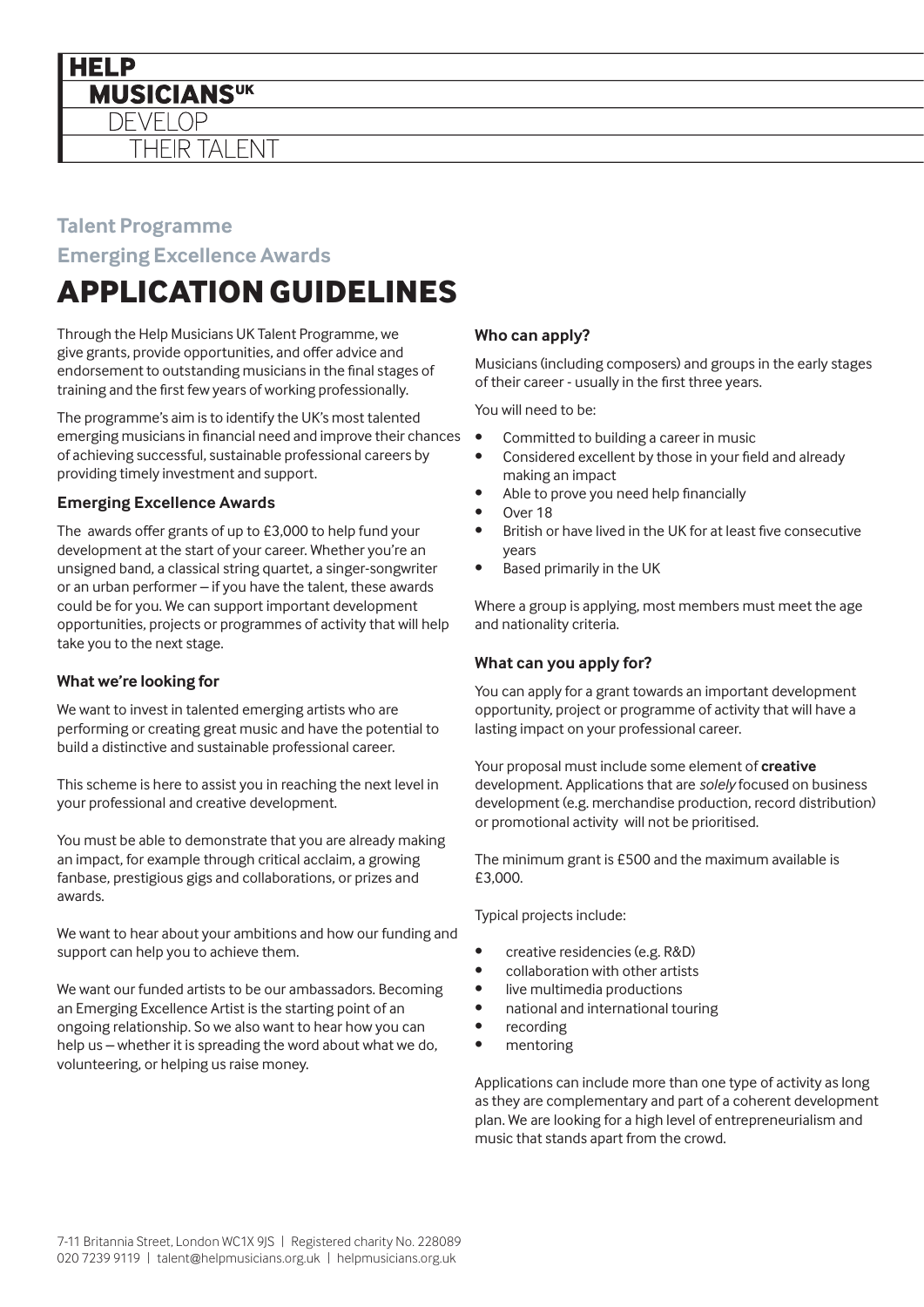HELP
MUSICIANS[UK]
DEVELOP
THEIR TALENT

## Talent Programme

## Emerging Excellence Awards

# APPLICATION GUIDELINES

Through the Help Musicians UK Talent Programme, we give grants, provide opportunities, and offer advice and endorsement to outstanding musicians in the final stages of training and the first few years of working professionally.

The programme's aim is to identify the UK's most talented emerging musicians in financial need and improve their chances of achieving successful, sustainable professional careers by providing timely investment and support.

### Emerging Excellence Awards

The awards offer grants of up to £3,000 to help fund your development at the start of your career. Whether you're an unsigned band, a classical string quartet, a singer-songwriter or an urban performer – if you have the talent, these awards could be for you. We can support important development opportunities, projects or programmes of activity that will help take you to the next stage.

### What we're looking for

We want to invest in talented emerging artists who are performing or creating great music and have the potential to build a distinctive and sustainable professional career.

This scheme is here to assist you in reaching the next level in your professional and creative development.

You must be able to demonstrate that you are already making an impact, for example through critical acclaim, a growing fanbase, prestigious gigs and collaborations, or prizes and awards.

We want to hear about your ambitions and how our funding and support can help you to achieve them.

We want our funded artists to be our ambassadors. Becoming an Emerging Excellence Artist is the starting point of an ongoing relationship. So we also want to hear how you can help us – whether it is spreading the word about what we do, volunteering, or helping us raise money.

### Who can apply?

Musicians (including composers) and groups in the early stages of their career - usually in the first three years.

You will need to be:

- Committed to building a career in music
- Considered excellent by those in your field and already making an impact
- Able to prove you need help financially
- Over 18
- British or have lived in the UK for at least five consecutive years
- Based primarily in the UK

Where a group is applying, most members must meet the age and nationality criteria.

### What can you apply for?

You can apply for a grant towards an important development opportunity, project or programme of activity that will have a lasting impact on your professional career.

Your proposal must include some element of **creative** development. Applications that are *solely* focused on business development (e.g. merchandise production, record distribution) or promotional activity will not be prioritised.

The minimum grant is £500 and the maximum available is £3,000.

Typical projects include:

- creative residencies (e.g. R&D)
- collaboration with other artists
- live multimedia productions
- national and international touring
- recording
- mentoring

Applications can include more than one type of activity as long as they are complementary and part of a coherent development plan. We are looking for a high level of entrepreneurialism and music that stands apart from the crowd.

7-11 Britannia Street, London WC1X 9JS | Registered charity No. 228089
020 7239 9119 | talent@helpmusicians.org.uk | helpmusicians.org.uk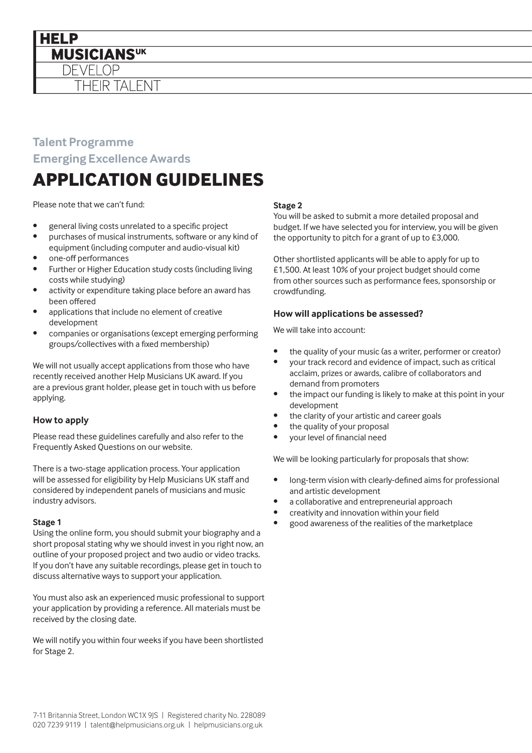HELP
MUSICIANS[UK]
DEVELOP
THEIR TALENT

**Talent Programme**

**Emerging Excellence Awards**

# APPLICATION GUIDELINES

Please note that we can't fund:

- general living costs unrelated to a specific project
- purchases of musical instruments, software or any kind of equipment (including computer and audio-visual kit)
- one-off performances
- Further or Higher Education study costs (including living costs while studying)
- activity or expenditure taking place before an award has been offered
- applications that include no element of creative development
- companies or organisations (except emerging performing groups/collectives with a fixed membership)

We will not usually accept applications from those who have recently received another Help Musicians UK award. If you are a previous grant holder, please get in touch with us before applying.

### How to apply

Please read these guidelines carefully and also refer to the Frequently Asked Questions on our website.

There is a two-stage application process. Your application will be assessed for eligibility by Help Musicians UK staff and considered by independent panels of musicians and music industry advisors.

**Stage 1**
Using the online form, you should submit your biography and a short proposal stating why we should invest in you right now, an outline of your proposed project and two audio or video tracks. If you don't have any suitable recordings, please get in touch to discuss alternative ways to support your application.

You must also ask an experienced music professional to support your application by providing a reference. All materials must be received by the closing date.

We will notify you within four weeks if you have been shortlisted for Stage 2.

**Stage 2**
You will be asked to submit a more detailed proposal and budget. If we have selected you for interview, you will be given the opportunity to pitch for a grant of up to £3,000.

Other shortlisted applicants will be able to apply for up to £1,500. At least 10% of your project budget should come from other sources such as performance fees, sponsorship or crowdfunding.

### How will applications be assessed?

We will take into account:

- the quality of your music (as a writer, performer or creator)
- your track record and evidence of impact, such as critical acclaim, prizes or awards, calibre of collaborators and demand from promoters
- the impact our funding is likely to make at this point in your development
- the clarity of your artistic and career goals
- the quality of your proposal
- your level of financial need

We will be looking particularly for proposals that show:

- long-term vision with clearly-defined aims for professional and artistic development
- a collaborative and entrepreneurial approach
- creativity and innovation within your field
- good awareness of the realities of the marketplace

7-11 Britannia Street, London WC1X 9JS | Registered charity No. 228089
020 7239 9119 | talent@helpmusicians.org.uk | helpmusicians.org.uk